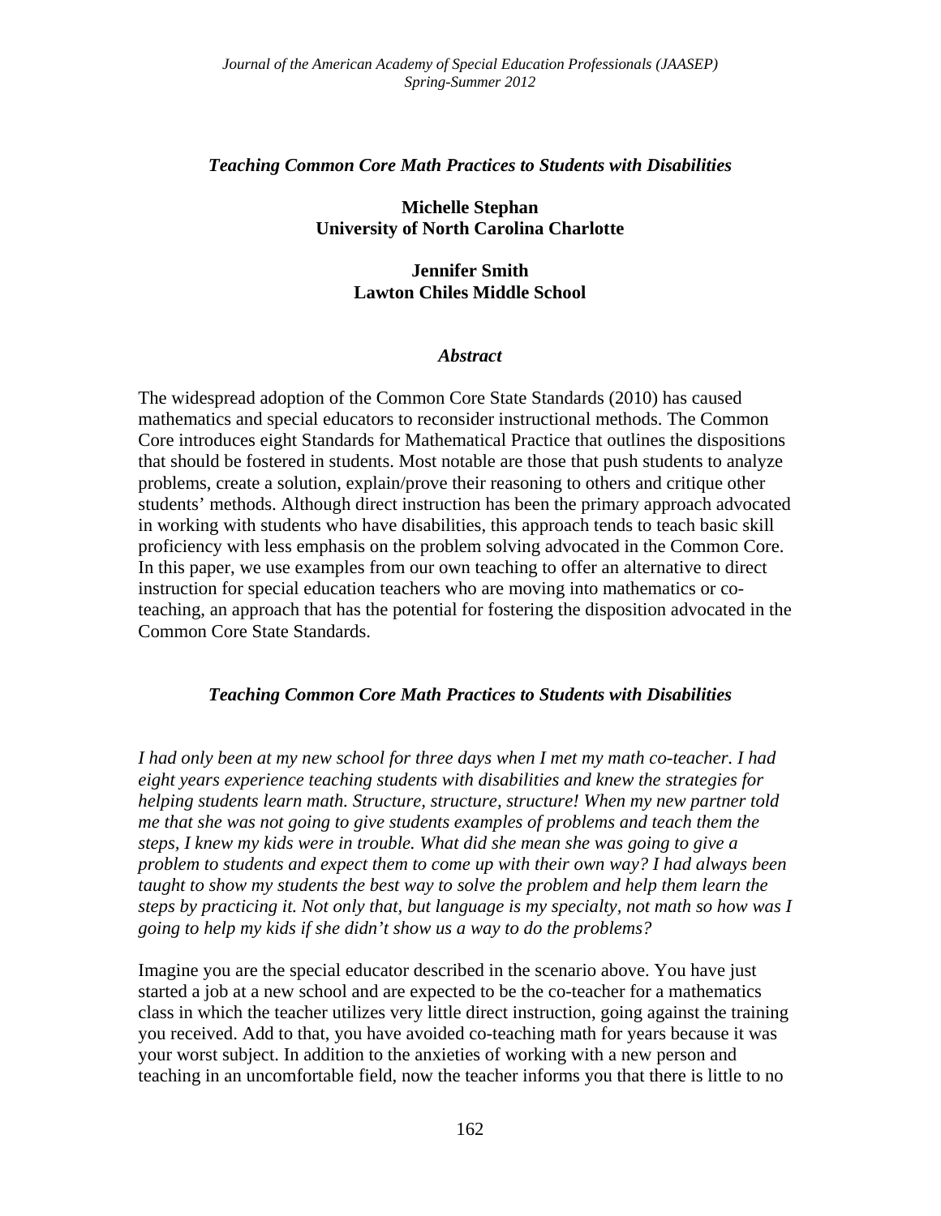# *Teaching Common Core Math Practices to Students with Disabilities*

**Michelle Stephan**
**University of North Carolina Charlotte**

**Jennifer Smith**
**Lawton Chiles Middle School**

### *Abstract*

The widespread adoption of the Common Core State Standards (2010) has caused mathematics and special educators to reconsider instructional methods. The Common Core introduces eight Standards for Mathematical Practice that outlines the dispositions that should be fostered in students. Most notable are those that push students to analyze problems, create a solution, explain/prove their reasoning to others and critique other students' methods. Although direct instruction has been the primary approach advocated in working with students who have disabilities, this approach tends to teach basic skill proficiency with less emphasis on the problem solving advocated in the Common Core. In this paper, we use examples from our own teaching to offer an alternative to direct instruction for special education teachers who are moving into mathematics or co-teaching, an approach that has the potential for fostering the disposition advocated in the Common Core State Standards.

## *Teaching Common Core Math Practices to Students with Disabilities*

*I had only been at my new school for three days when I met my math co-teacher. I had eight years experience teaching students with disabilities and knew the strategies for helping students learn math. Structure, structure, structure! When my new partner told me that she was not going to give students examples of problems and teach them the steps, I knew my kids were in trouble. What did she mean she was going to give a problem to students and expect them to come up with their own way? I had always been taught to show my students the best way to solve the problem and help them learn the steps by practicing it. Not only that, but language is my specialty, not math so how was I going to help my kids if she didn't show us a way to do the problems?*

Imagine you are the special educator described in the scenario above. You have just started a job at a new school and are expected to be the co-teacher for a mathematics class in which the teacher utilizes very little direct instruction, going against the training you received. Add to that, you have avoided co-teaching math for years because it was your worst subject. In addition to the anxieties of working with a new person and teaching in an uncomfortable field, now the teacher informs you that there is little to no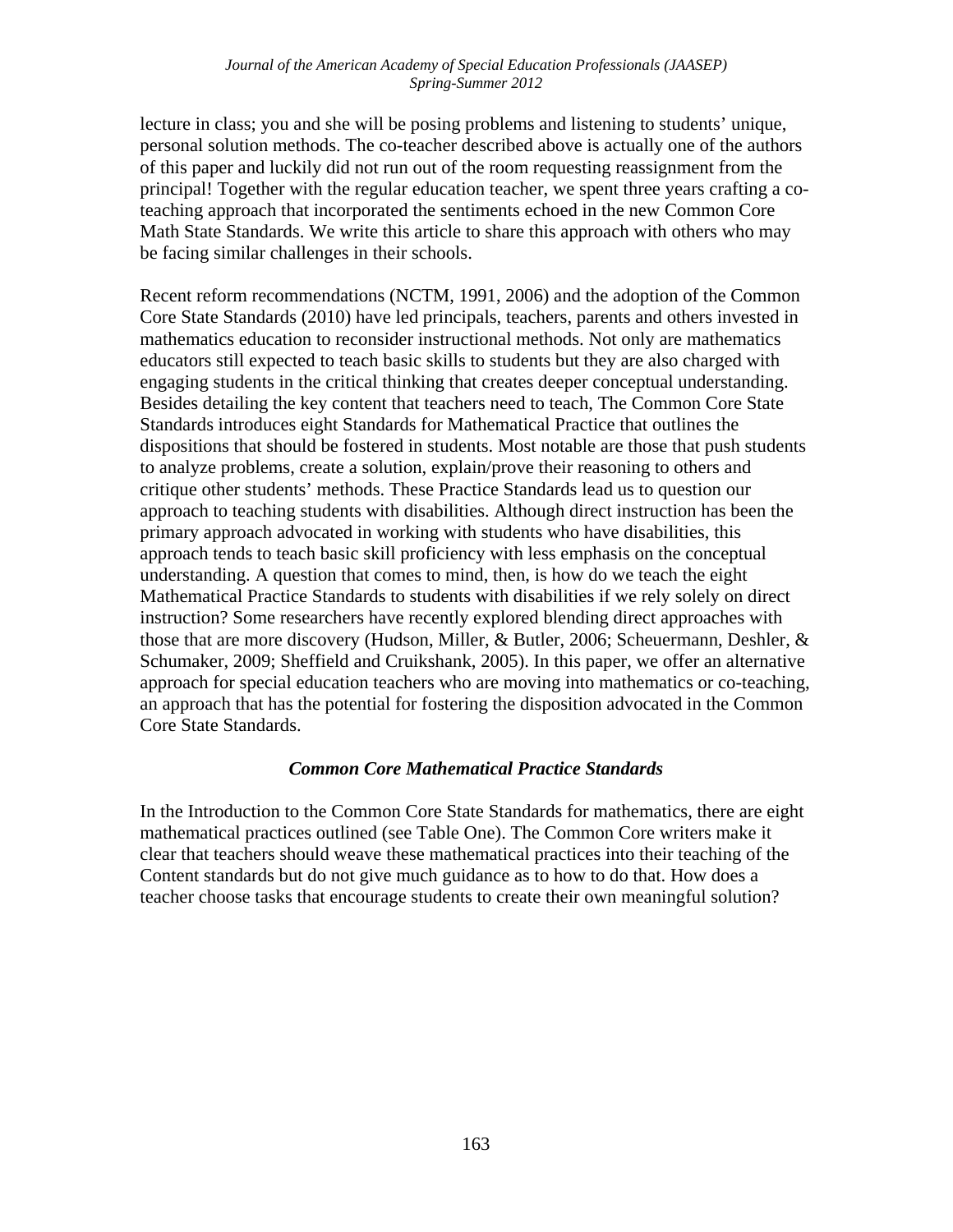lecture in class; you and she will be posing problems and listening to students' unique, personal solution methods. The co-teacher described above is actually one of the authors of this paper and luckily did not run out of the room requesting reassignment from the principal! Together with the regular education teacher, we spent three years crafting a co-teaching approach that incorporated the sentiments echoed in the new Common Core Math State Standards. We write this article to share this approach with others who may be facing similar challenges in their schools.

Recent reform recommendations (NCTM, 1991, 2006) and the adoption of the Common Core State Standards (2010) have led principals, teachers, parents and others invested in mathematics education to reconsider instructional methods. Not only are mathematics educators still expected to teach basic skills to students but they are also charged with engaging students in the critical thinking that creates deeper conceptual understanding. Besides detailing the key content that teachers need to teach, The Common Core State Standards introduces eight Standards for Mathematical Practice that outlines the dispositions that should be fostered in students. Most notable are those that push students to analyze problems, create a solution, explain/prove their reasoning to others and critique other students' methods. These Practice Standards lead us to question our approach to teaching students with disabilities. Although direct instruction has been the primary approach advocated in working with students who have disabilities, this approach tends to teach basic skill proficiency with less emphasis on the conceptual understanding. A question that comes to mind, then, is how do we teach the eight Mathematical Practice Standards to students with disabilities if we rely solely on direct instruction? Some researchers have recently explored blending direct approaches with those that are more discovery (Hudson, Miller, & Butler, 2006; Scheuermann, Deshler, & Schumaker, 2009; Sheffield and Cruikshank, 2005). In this paper, we offer an alternative approach for special education teachers who are moving into mathematics or co-teaching, an approach that has the potential for fostering the disposition advocated in the Common Core State Standards.

### *Common Core Mathematical Practice Standards*

In the Introduction to the Common Core State Standards for mathematics, there are eight mathematical practices outlined (see Table One). The Common Core writers make it clear that teachers should weave these mathematical practices into their teaching of the Content standards but do not give much guidance as to how to do that. How does a teacher choose tasks that encourage students to create their own meaningful solution?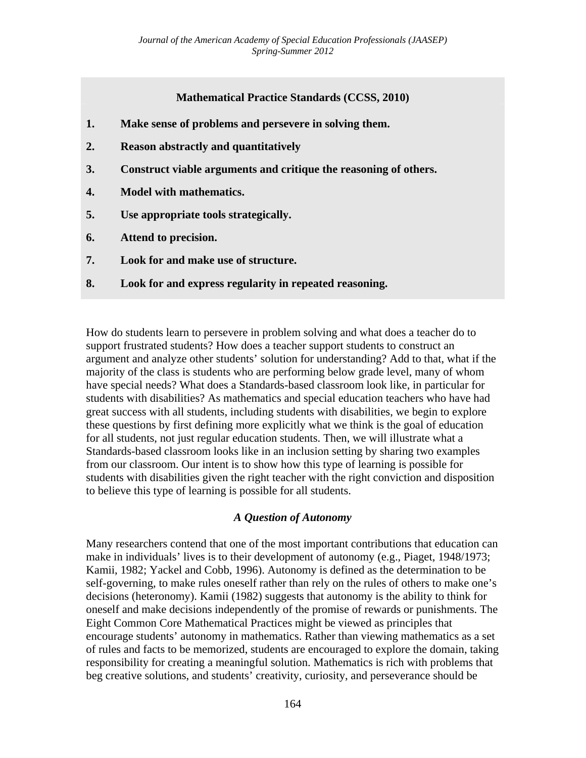**Mathematical Practice Standards (CCSS, 2010)**

1. **Make sense of problems and persevere in solving them.**
2. **Reason abstractly and quantitatively**
3. **Construct viable arguments and critique the reasoning of others.**
4. **Model with mathematics.**
5. **Use appropriate tools strategically.**
6. **Attend to precision.**
7. **Look for and make use of structure.**
8. **Look for and express regularity in repeated reasoning.**

How do students learn to persevere in problem solving and what does a teacher do to support frustrated students? How does a teacher support students to construct an argument and analyze other students' solution for understanding? Add to that, what if the majority of the class is students who are performing below grade level, many of whom have special needs? What does a Standards-based classroom look like, in particular for students with disabilities? As mathematics and special education teachers who have had great success with all students, including students with disabilities, we begin to explore these questions by first defining more explicitly what we think is the goal of education for all students, not just regular education students. Then, we will illustrate what a Standards-based classroom looks like in an inclusion setting by sharing two examples from our classroom. Our intent is to show how this type of learning is possible for students with disabilities given the right teacher with the right conviction and disposition to believe this type of learning is possible for all students.

### *A Question of Autonomy*

Many researchers contend that one of the most important contributions that education can make in individuals' lives is to their development of autonomy (e.g., Piaget, 1948/1973; Kamii, 1982; Yackel and Cobb, 1996). Autonomy is defined as the determination to be self-governing, to make rules oneself rather than rely on the rules of others to make one's decisions (heteronomy). Kamii (1982) suggests that autonomy is the ability to think for oneself and make decisions independently of the promise of rewards or punishments. The Eight Common Core Mathematical Practices might be viewed as principles that encourage students' autonomy in mathematics. Rather than viewing mathematics as a set of rules and facts to be memorized, students are encouraged to explore the domain, taking responsibility for creating a meaningful solution. Mathematics is rich with problems that beg creative solutions, and students' creativity, curiosity, and perseverance should be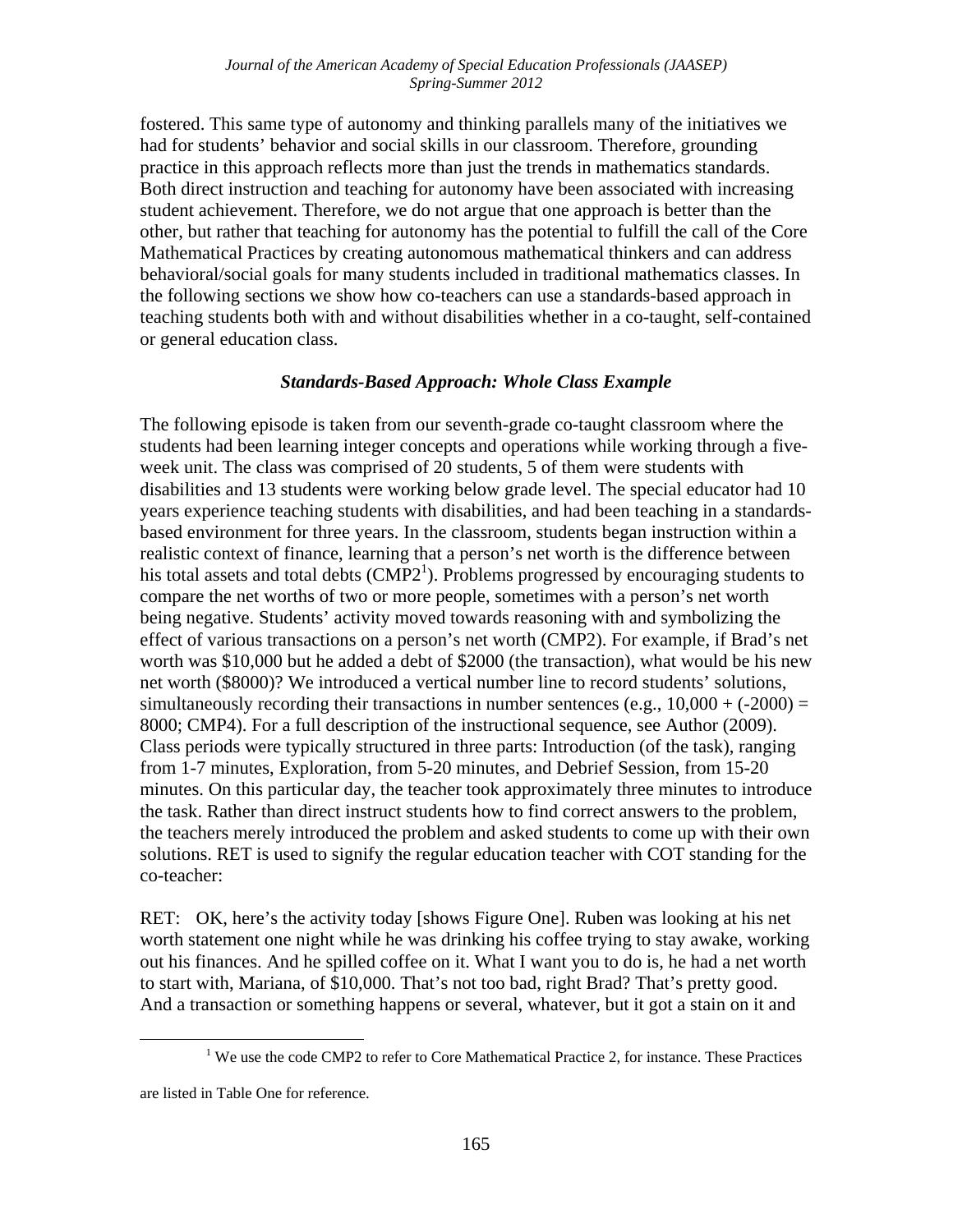fostered. This same type of autonomy and thinking parallels many of the initiatives we had for students' behavior and social skills in our classroom. Therefore, grounding practice in this approach reflects more than just the trends in mathematics standards. Both direct instruction and teaching for autonomy have been associated with increasing student achievement. Therefore, we do not argue that one approach is better than the other, but rather that teaching for autonomy has the potential to fulfill the call of the Core Mathematical Practices by creating autonomous mathematical thinkers and can address behavioral/social goals for many students included in traditional mathematics classes. In the following sections we show how co-teachers can use a standards-based approach in teaching students both with and without disabilities whether in a co-taught, self-contained or general education class.

### *Standards-Based Approach: Whole Class Example*

The following episode is taken from our seventh-grade co-taught classroom where the students had been learning integer concepts and operations while working through a five-week unit. The class was comprised of 20 students, 5 of them were students with disabilities and 13 students were working below grade level. The special educator had 10 years experience teaching students with disabilities, and had been teaching in a standards-based environment for three years. In the classroom, students began instruction within a realistic context of finance, learning that a person's net worth is the difference between his total assets and total debts (CMP2[1]). Problems progressed by encouraging students to compare the net worths of two or more people, sometimes with a person's net worth being negative. Students' activity moved towards reasoning with and symbolizing the effect of various transactions on a person's net worth (CMP2). For example, if Brad's net worth was \$10,000 but he added a debt of \$2000 (the transaction), what would be his new net worth (\$8000)? We introduced a vertical number line to record students' solutions, simultaneously recording their transactions in number sentences (e.g., $10{,}000 + (-2000) = 8000$; CMP4). For a full description of the instructional sequence, see Author (2009). Class periods were typically structured in three parts: Introduction (of the task), ranging from 1-7 minutes, Exploration, from 5-20 minutes, and Debrief Session, from 15-20 minutes. On this particular day, the teacher took approximately three minutes to introduce the task. Rather than direct instruct students how to find correct answers to the problem, the teachers merely introduced the problem and asked students to come up with their own solutions. RET is used to signify the regular education teacher with COT standing for the co-teacher:

RET: OK, here's the activity today [shows Figure One]. Ruben was looking at his net worth statement one night while he was drinking his coffee trying to stay awake, working out his finances. And he spilled coffee on it. What I want you to do is, he had a net worth to start with, Mariana, of \$10,000. That's not too bad, right Brad? That's pretty good. And a transaction or something happens or several, whatever, but it got a stain on it and

---

[1] We use the code CMP2 to refer to Core Mathematical Practice 2, for instance. These Practices are listed in Table One for reference.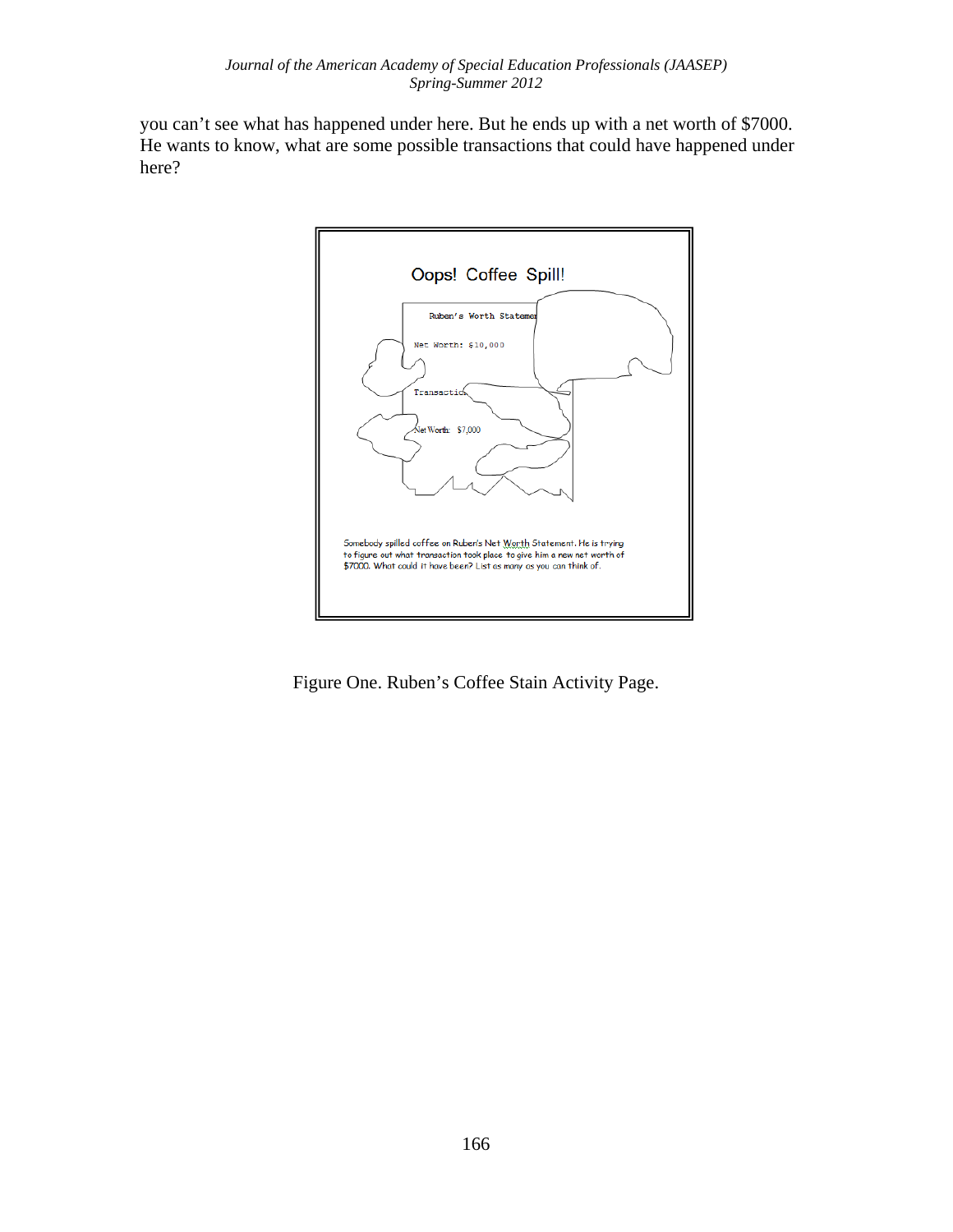you can't see what has happened under here. But he ends up with a net worth of $7000. He wants to know, what are some possible transactions that could have happened under here?

Oops! Coffee Spill!

Ruben's Worth Statemen

Net Worth: $10,000

Transactio

Net Worth: $7,000

Somebody spilled coffee on Ruben's Net Worth Statement. He is trying to figure out what transaction took place to give him a new net worth of $7000. What could it have been? List as many as you can think of.

Figure One. Ruben's Coffee Stain Activity Page.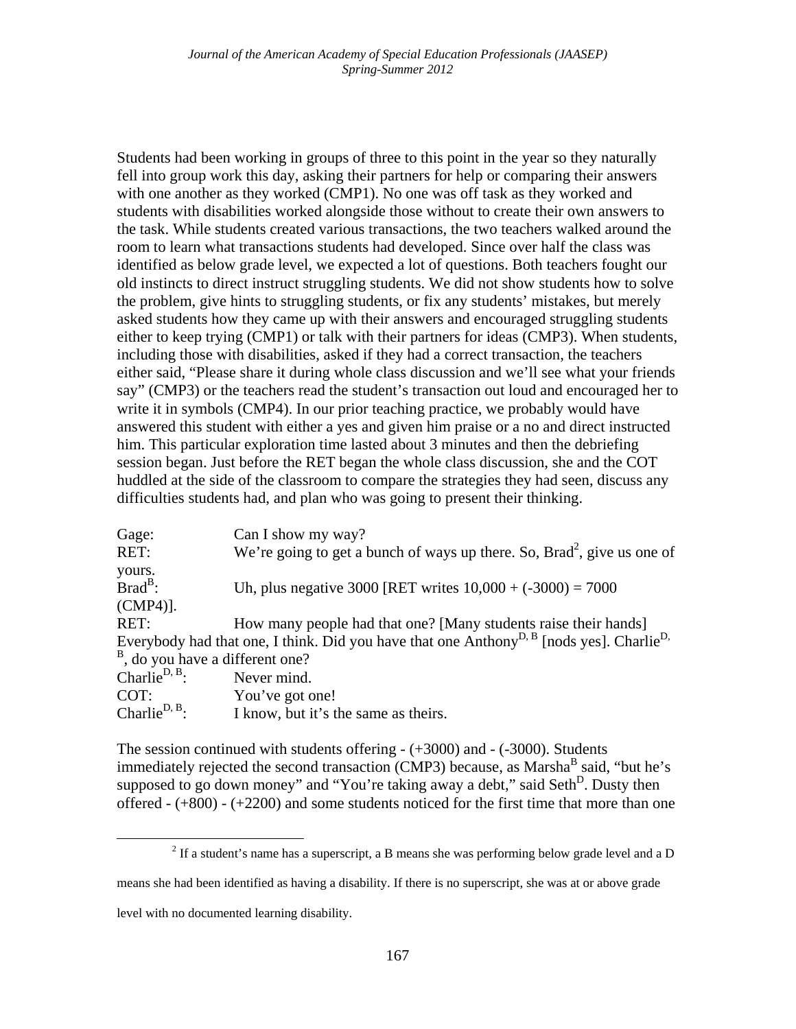Students had been working in groups of three to this point in the year so they naturally fell into group work this day, asking their partners for help or comparing their answers with one another as they worked (CMP1). No one was off task as they worked and students with disabilities worked alongside those without to create their own answers to the task. While students created various transactions, the two teachers walked around the room to learn what transactions students had developed. Since over half the class was identified as below grade level, we expected a lot of questions. Both teachers fought our old instincts to direct instruct struggling students. We did not show students how to solve the problem, give hints to struggling students, or fix any students' mistakes, but merely asked students how they came up with their answers and encouraged struggling students either to keep trying (CMP1) or talk with their partners for ideas (CMP3). When students, including those with disabilities, asked if they had a correct transaction, the teachers either said, "Please share it during whole class discussion and we'll see what your friends say" (CMP3) or the teachers read the student's transaction out loud and encouraged her to write it in symbols (CMP4). In our prior teaching practice, we probably would have answered this student with either a yes and given him praise or a no and direct instructed him. This particular exploration time lasted about 3 minutes and then the debriefing session began. Just before the RET began the whole class discussion, she and the COT huddled at the side of the classroom to compare the strategies they had seen, discuss any difficulties students had, and plan who was going to present their thinking.

Gage: Can I show my way?
RET: We're going to get a bunch of ways up there. So, Brad[2], give us one of yours.
Brad[B]: Uh, plus negative 3000 [RET writes 10,000 + (-3000) = 7000 (CMP4)].
RET: How many people had that one? [Many students raise their hands] Everybody had that one, I think. Did you have that one Anthony[D, B] [nods yes]. Charlie[D, B], do you have a different one?
Charlie[D, B]: Never mind.
COT: You've got one!
Charlie[D, B]: I know, but it's the same as theirs.

The session continued with students offering - (+3000) and - (-3000). Students immediately rejected the second transaction (CMP3) because, as Marsha[B] said, "but he's supposed to go down money" and "You're taking away a debt," said Seth[D]. Dusty then offered - (+800) - (+2200) and some students noticed for the first time that more than one

[2] If a student's name has a superscript, a B means she was performing below grade level and a D means she had been identified as having a disability. If there is no superscript, she was at or above grade level with no documented learning disability.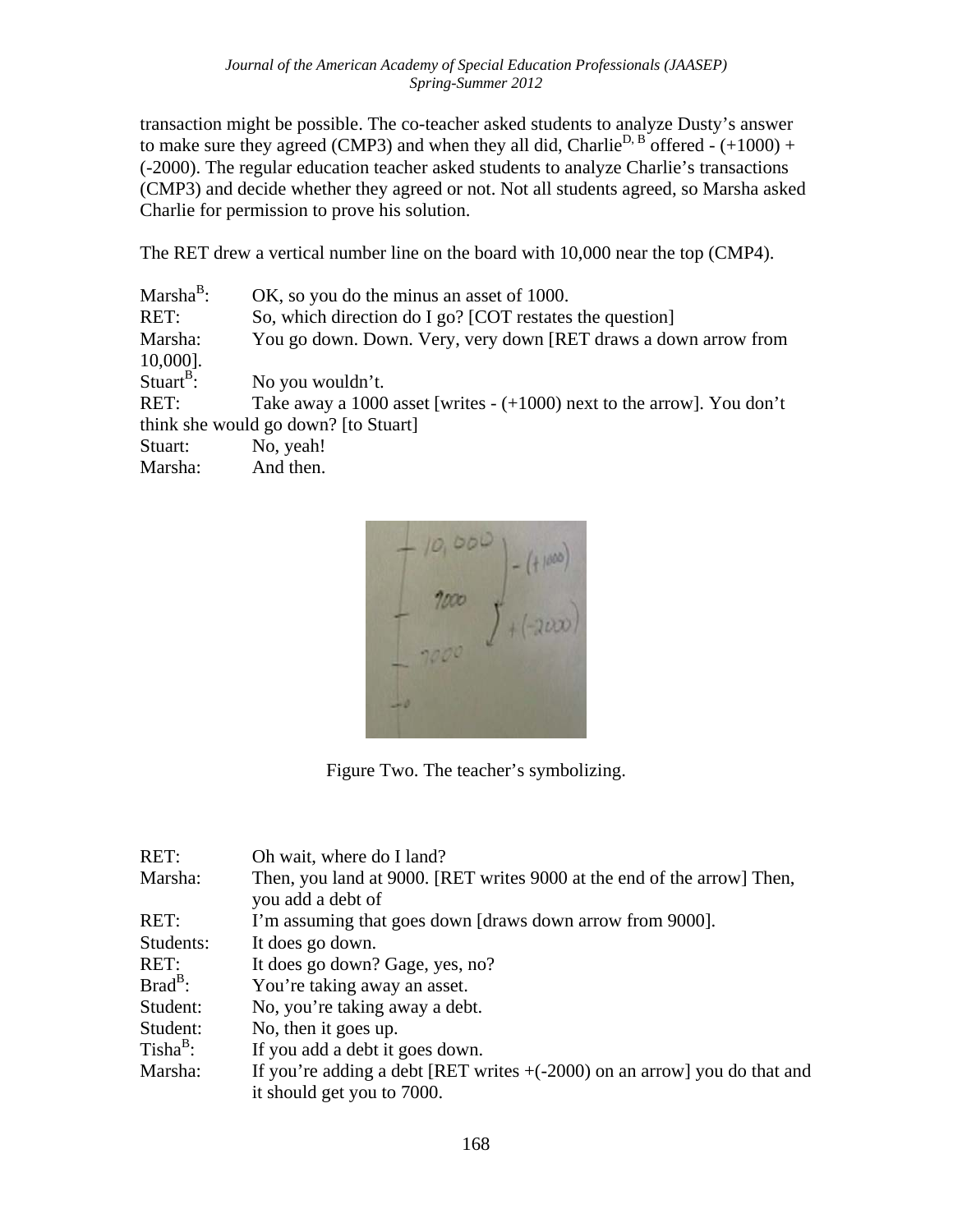transaction might be possible. The co-teacher asked students to analyze Dusty's answer to make sure they agreed (CMP3) and when they all did, Charlie[D, B] offered - (+1000) + (-2000). The regular education teacher asked students to analyze Charlie's transactions (CMP3) and decide whether they agreed or not. Not all students agreed, so Marsha asked Charlie for permission to prove his solution.

The RET drew a vertical number line on the board with 10,000 near the top (CMP4).

Marsha[B]: OK, so you do the minus an asset of 1000.
RET: So, which direction do I go? [COT restates the question]
Marsha: You go down. Down. Very, very down [RET draws a down arrow from 10,000].
Stuart[B]: No you wouldn't.
RET: Take away a 1000 asset [writes - (+1000) next to the arrow]. You don't think she would go down? [to Stuart]
Stuart: No, yeah!
Marsha: And then.

Figure Two. The teacher's symbolizing.

RET: Oh wait, where do I land?
Marsha: Then, you land at 9000. [RET writes 9000 at the end of the arrow] Then, you add a debt of
RET: I'm assuming that goes down [draws down arrow from 9000].
Students: It does go down.
RET: It does go down? Gage, yes, no?
Brad[B]: You're taking away an asset.
Student: No, you're taking away a debt.
Student: No, then it goes up.
Tisha[B]: If you add a debt it goes down.
Marsha: If you're adding a debt [RET writes +(-2000) on an arrow] you do that and it should get you to 7000.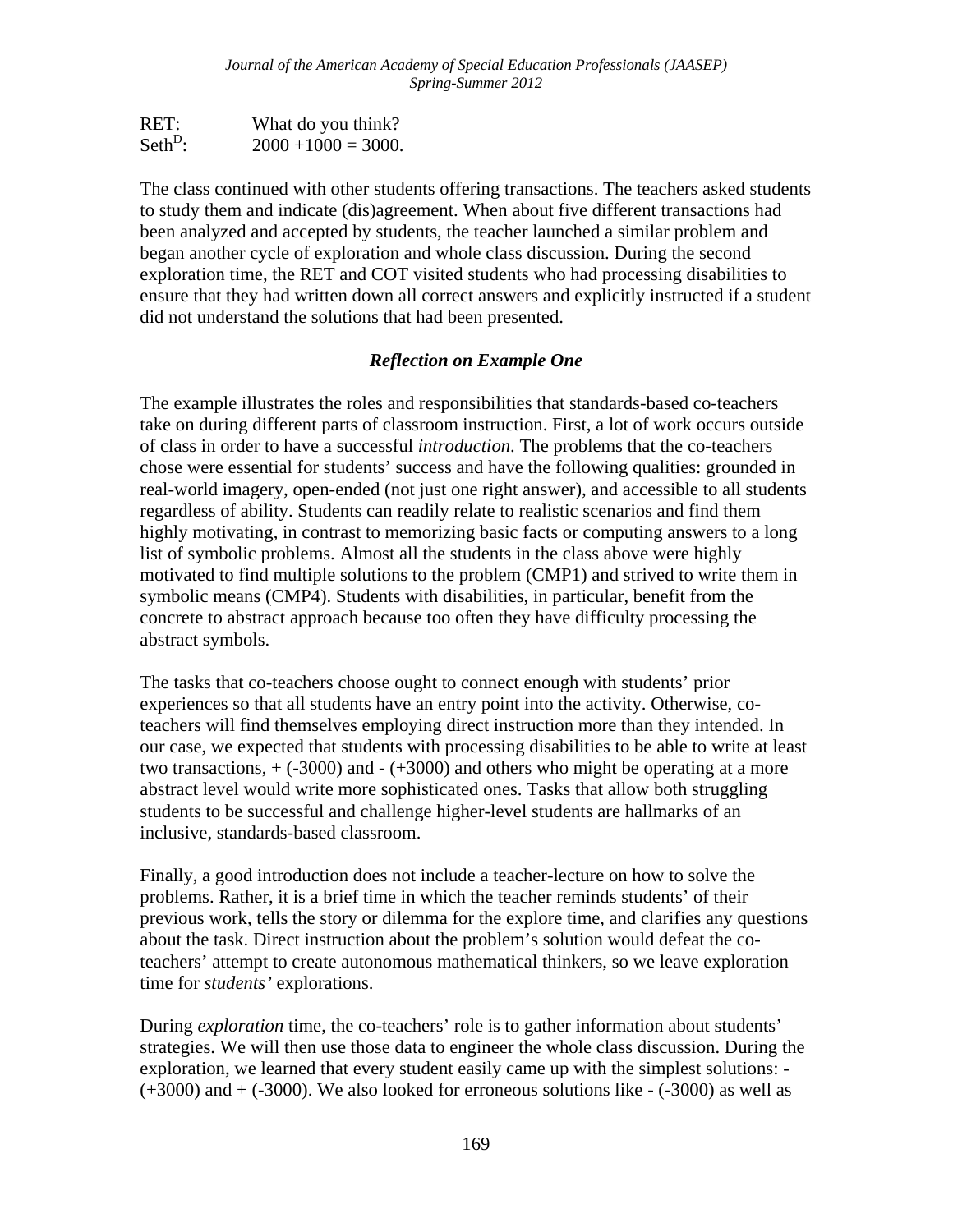RET: What do you think?
Seth[D]: 2000 +1000 = 3000.

The class continued with other students offering transactions. The teachers asked students to study them and indicate (dis)agreement. When about five different transactions had been analyzed and accepted by students, the teacher launched a similar problem and began another cycle of exploration and whole class discussion. During the second exploration time, the RET and COT visited students who had processing disabilities to ensure that they had written down all correct answers and explicitly instructed if a student did not understand the solutions that had been presented.

### *Reflection on Example One*

The example illustrates the roles and responsibilities that standards-based co-teachers take on during different parts of classroom instruction. First, a lot of work occurs outside of class in order to have a successful *introduction*. The problems that the co-teachers chose were essential for students' success and have the following qualities: grounded in real-world imagery, open-ended (not just one right answer), and accessible to all students regardless of ability. Students can readily relate to realistic scenarios and find them highly motivating, in contrast to memorizing basic facts or computing answers to a long list of symbolic problems. Almost all the students in the class above were highly motivated to find multiple solutions to the problem (CMP1) and strived to write them in symbolic means (CMP4). Students with disabilities, in particular, benefit from the concrete to abstract approach because too often they have difficulty processing the abstract symbols.

The tasks that co-teachers choose ought to connect enough with students' prior experiences so that all students have an entry point into the activity. Otherwise, co-teachers will find themselves employing direct instruction more than they intended. In our case, we expected that students with processing disabilities to be able to write at least two transactions, + (-3000) and - (+3000) and others who might be operating at a more abstract level would write more sophisticated ones. Tasks that allow both struggling students to be successful and challenge higher-level students are hallmarks of an inclusive, standards-based classroom.

Finally, a good introduction does not include a teacher-lecture on how to solve the problems. Rather, it is a brief time in which the teacher reminds students' of their previous work, tells the story or dilemma for the explore time, and clarifies any questions about the task. Direct instruction about the problem's solution would defeat the co-teachers' attempt to create autonomous mathematical thinkers, so we leave exploration time for *students'* explorations.

During *exploration* time, the co-teachers' role is to gather information about students' strategies. We will then use those data to engineer the whole class discussion. During the exploration, we learned that every student easily came up with the simplest solutions: - (+3000) and + (-3000). We also looked for erroneous solutions like - (-3000) as well as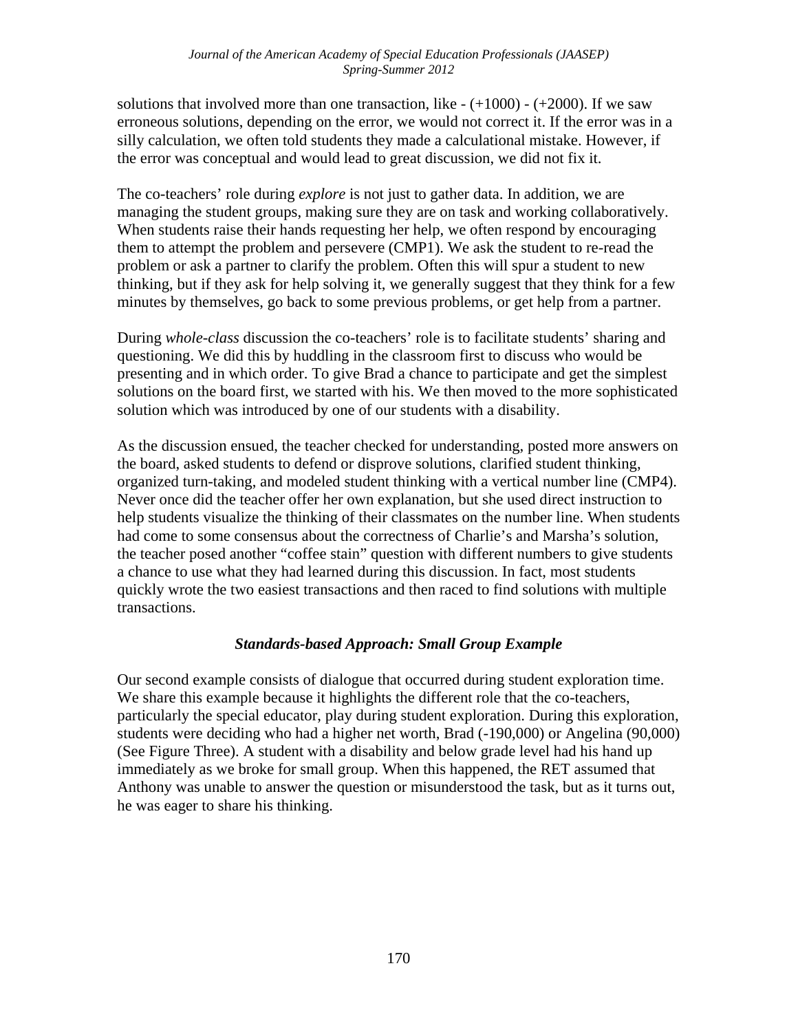solutions that involved more than one transaction, like - (+1000) - (+2000). If we saw erroneous solutions, depending on the error, we would not correct it. If the error was in a silly calculation, we often told students they made a calculational mistake. However, if the error was conceptual and would lead to great discussion, we did not fix it.

The co-teachers' role during *explore* is not just to gather data. In addition, we are managing the student groups, making sure they are on task and working collaboratively. When students raise their hands requesting her help, we often respond by encouraging them to attempt the problem and persevere (CMP1). We ask the student to re-read the problem or ask a partner to clarify the problem. Often this will spur a student to new thinking, but if they ask for help solving it, we generally suggest that they think for a few minutes by themselves, go back to some previous problems, or get help from a partner.

During *whole-class* discussion the co-teachers' role is to facilitate students' sharing and questioning. We did this by huddling in the classroom first to discuss who would be presenting and in which order. To give Brad a chance to participate and get the simplest solutions on the board first, we started with his. We then moved to the more sophisticated solution which was introduced by one of our students with a disability.

As the discussion ensued, the teacher checked for understanding, posted more answers on the board, asked students to defend or disprove solutions, clarified student thinking, organized turn-taking, and modeled student thinking with a vertical number line (CMP4). Never once did the teacher offer her own explanation, but she used direct instruction to help students visualize the thinking of their classmates on the number line. When students had come to some consensus about the correctness of Charlie's and Marsha's solution, the teacher posed another "coffee stain" question with different numbers to give students a chance to use what they had learned during this discussion. In fact, most students quickly wrote the two easiest transactions and then raced to find solutions with multiple transactions.

### *Standards-based Approach: Small Group Example*

Our second example consists of dialogue that occurred during student exploration time. We share this example because it highlights the different role that the co-teachers, particularly the special educator, play during student exploration. During this exploration, students were deciding who had a higher net worth, Brad (-190,000) or Angelina (90,000) (See Figure Three). A student with a disability and below grade level had his hand up immediately as we broke for small group. When this happened, the RET assumed that Anthony was unable to answer the question or misunderstood the task, but as it turns out, he was eager to share his thinking.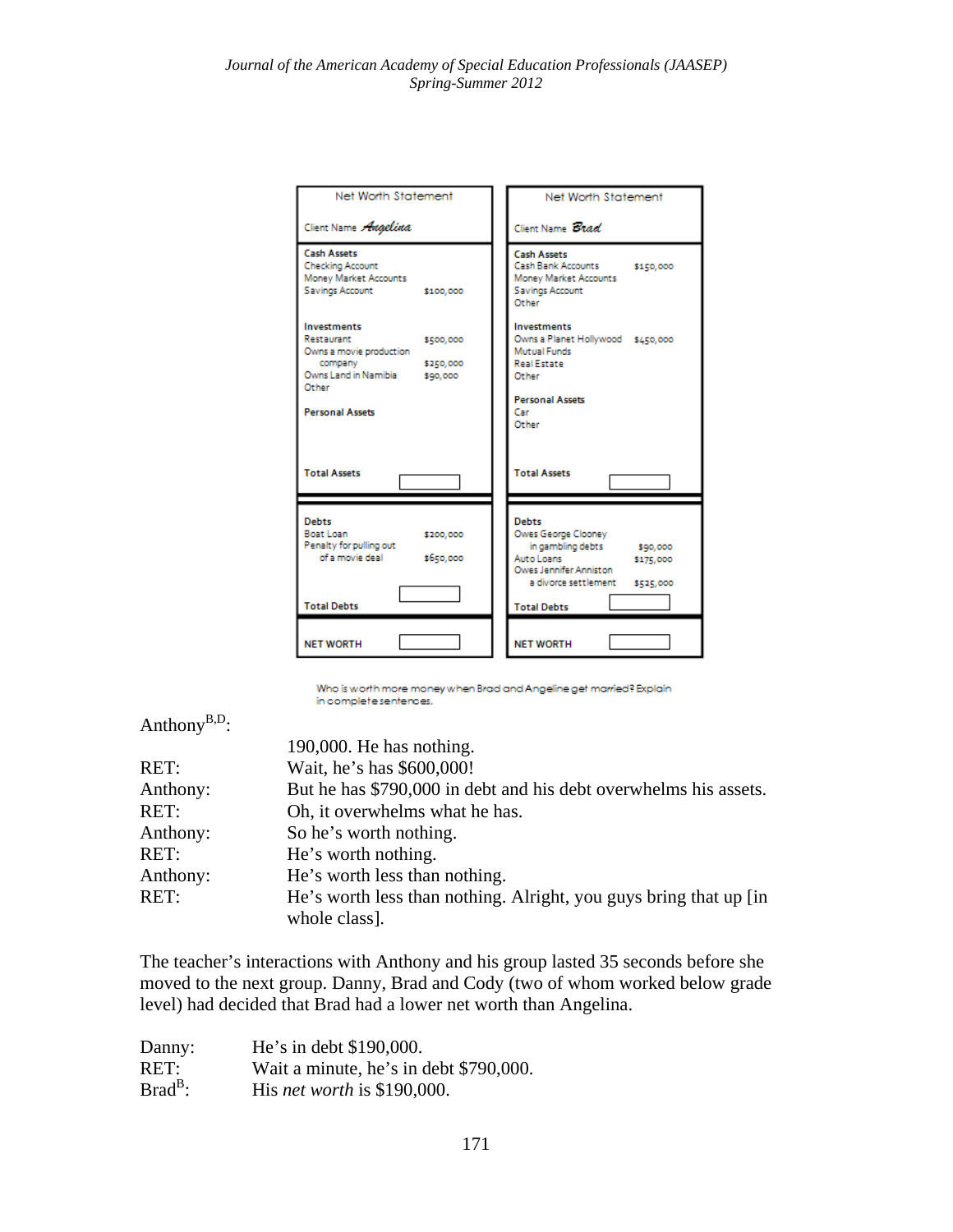| Net Worth Statement | |
|---|---|
| Client Name *Angelina* | |
| **Cash Assets** | |
| Checking Account | |
| Money Market Accounts | |
| Savings Account | $100,000 |
| **Investments** | |
| Restaurant | $500,000 |
| Owns a movie production company | $250,000 |
| Owns Land in Namibia | $90,000 |
| Other | |
| **Personal Assets** | |
| **Total Assets** | |
| **Debts** | |
| Boat Loan | $200,000 |
| Penalty for pulling out of a movie deal | $650,000 |
| **Total Debts** | |
| **NET WORTH** | |

| Net Worth Statement | |
|---|---|
| Client Name *Brad* | |
| **Cash Assets** | |
| Cash Bank Accounts | $150,000 |
| Money Market Accounts | |
| Savings Account | |
| Other | |
| **Investments** | |
| Owns a Planet Hollywood | $450,000 |
| Mutual Funds | |
| Real Estate | |
| Other | |
| **Personal Assets** | |
| Car | |
| Other | |
| **Total Assets** | |
| **Debts** | |
| Owes George Clooney in gambling debts | $90,000 |
| Auto Loans | $175,000 |
| Owes Jennifer Anniston a divorce settlement | $525,000 |
| **Total Debts** | |
| **NET WORTH** | |

Who is worth more money when Brad and Angeline get married? Explain in complete sentences.

Anthony[B,D]: 190,000. He has nothing.
RET: Wait, he's has $600,000!
Anthony: But he has $790,000 in debt and his debt overwhelms his assets.
RET: Oh, it overwhelms what he has.
Anthony: So he's worth nothing.
RET: He's worth nothing.
Anthony: He's worth less than nothing.
RET: He's worth less than nothing. Alright, you guys bring that up [in whole class].

The teacher's interactions with Anthony and his group lasted 35 seconds before she moved to the next group. Danny, Brad and Cody (two of whom worked below grade level) had decided that Brad had a lower net worth than Angelina.

Danny: He's in debt $190,000.
RET: Wait a minute, he's in debt $790,000.
Brad[B]: His *net worth* is $190,000.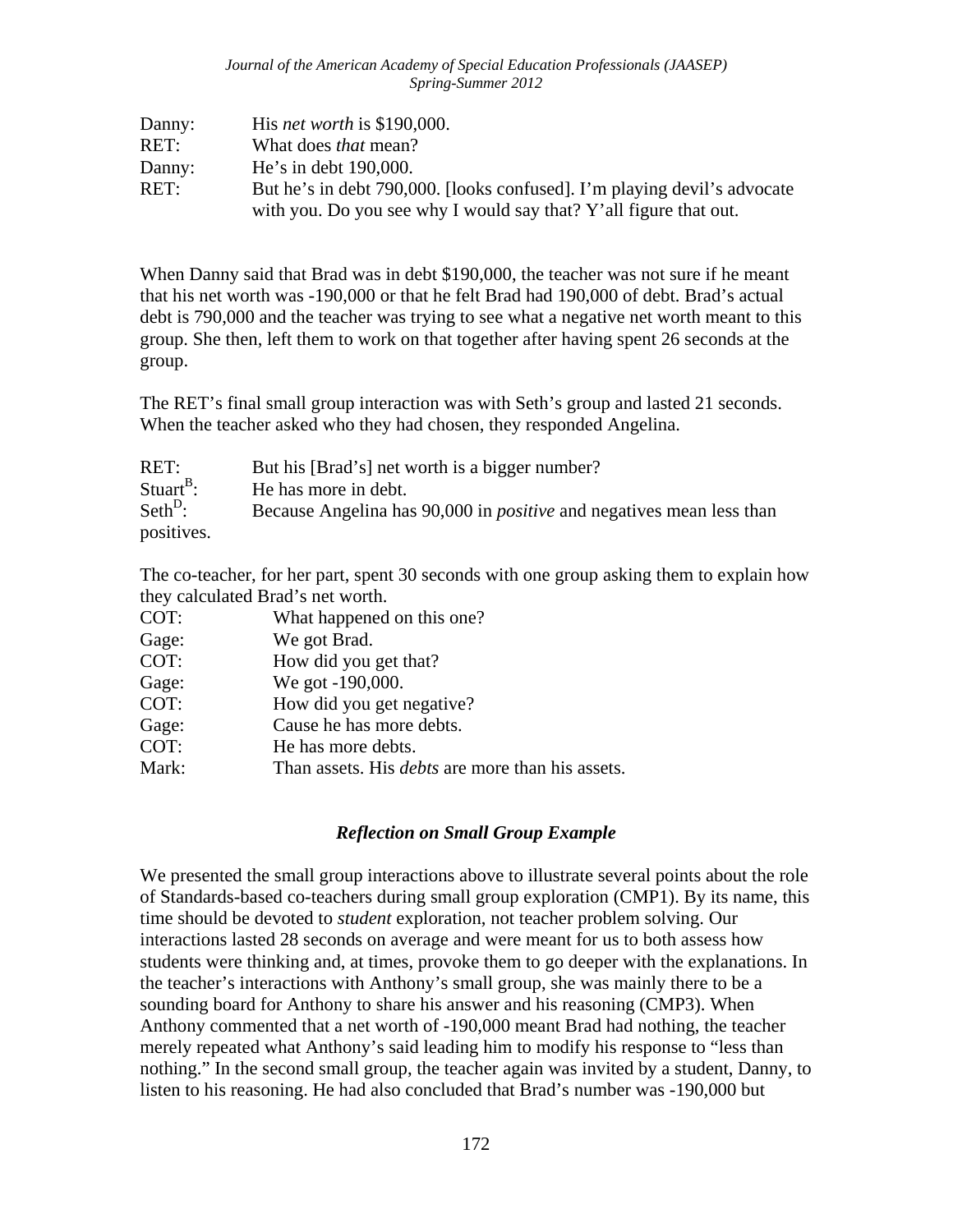Danny: His *net worth* is \$190,000.
RET: What does *that* mean?
Danny: He's in debt 190,000.
RET: But he's in debt 790,000. [looks confused]. I'm playing devil's advocate with you. Do you see why I would say that? Y'all figure that out.

When Danny said that Brad was in debt \$190,000, the teacher was not sure if he meant that his net worth was -190,000 or that he felt Brad had 190,000 of debt. Brad's actual debt is 790,000 and the teacher was trying to see what a negative net worth meant to this group. She then, left them to work on that together after having spent 26 seconds at the group.

The RET's final small group interaction was with Seth's group and lasted 21 seconds. When the teacher asked who they had chosen, they responded Angelina.

RET: But his [Brad's] net worth is a bigger number?
Stuart[B]: He has more in debt.
Seth[D]: Because Angelina has 90,000 in *positive* and negatives mean less than positives.

The co-teacher, for her part, spent 30 seconds with one group asking them to explain how they calculated Brad's net worth.

COT: What happened on this one?
Gage: We got Brad.
COT: How did you get that?
Gage: We got -190,000.
COT: How did you get negative?
Gage: Cause he has more debts.
COT: He has more debts.
Mark: Than assets. His *debts* are more than his assets.

### *Reflection on Small Group Example*

We presented the small group interactions above to illustrate several points about the role of Standards-based co-teachers during small group exploration (CMP1). By its name, this time should be devoted to *student* exploration, not teacher problem solving. Our interactions lasted 28 seconds on average and were meant for us to both assess how students were thinking and, at times, provoke them to go deeper with the explanations. In the teacher's interactions with Anthony's small group, she was mainly there to be a sounding board for Anthony to share his answer and his reasoning (CMP3). When Anthony commented that a net worth of -190,000 meant Brad had nothing, the teacher merely repeated what Anthony's said leading him to modify his response to "less than nothing." In the second small group, the teacher again was invited by a student, Danny, to listen to his reasoning. He had also concluded that Brad's number was -190,000 but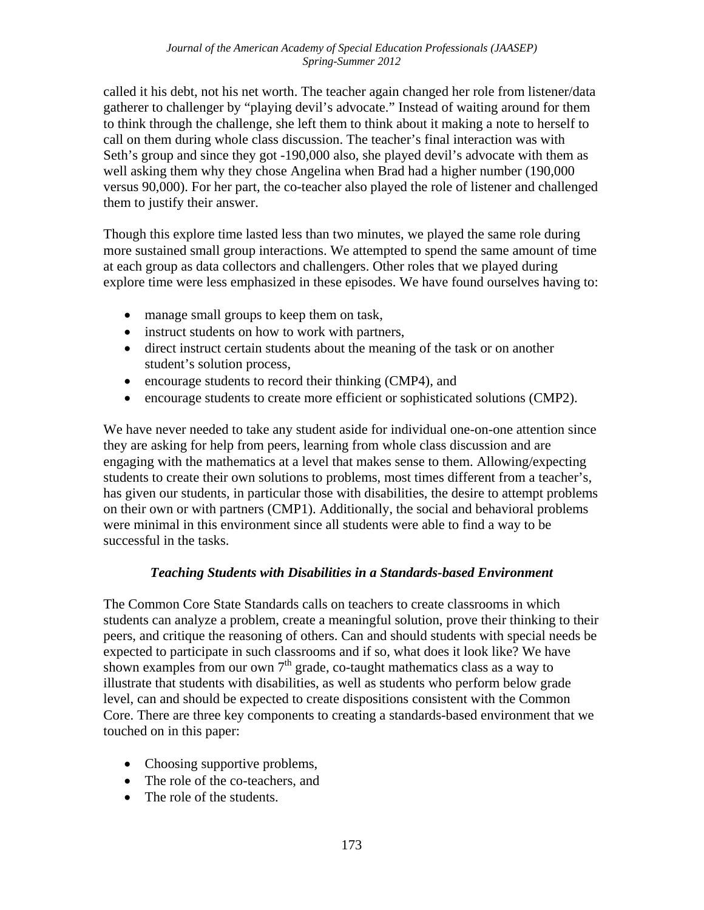called it his debt, not his net worth. The teacher again changed her role from listener/data gatherer to challenger by "playing devil's advocate." Instead of waiting around for them to think through the challenge, she left them to think about it making a note to herself to call on them during whole class discussion. The teacher's final interaction was with Seth's group and since they got -190,000 also, she played devil's advocate with them as well asking them why they chose Angelina when Brad had a higher number (190,000 versus 90,000). For her part, the co-teacher also played the role of listener and challenged them to justify their answer.

Though this explore time lasted less than two minutes, we played the same role during more sustained small group interactions. We attempted to spend the same amount of time at each group as data collectors and challengers. Other roles that we played during explore time were less emphasized in these episodes. We have found ourselves having to:

- manage small groups to keep them on task,
- instruct students on how to work with partners,
- direct instruct certain students about the meaning of the task or on another student's solution process,
- encourage students to record their thinking (CMP4), and
- encourage students to create more efficient or sophisticated solutions (CMP2).

We have never needed to take any student aside for individual one-on-one attention since they are asking for help from peers, learning from whole class discussion and are engaging with the mathematics at a level that makes sense to them. Allowing/expecting students to create their own solutions to problems, most times different from a teacher's, has given our students, in particular those with disabilities, the desire to attempt problems on their own or with partners (CMP1). Additionally, the social and behavioral problems were minimal in this environment since all students were able to find a way to be successful in the tasks.

### *Teaching Students with Disabilities in a Standards-based Environment*

The Common Core State Standards calls on teachers to create classrooms in which students can analyze a problem, create a meaningful solution, prove their thinking to their peers, and critique the reasoning of others. Can and should students with special needs be expected to participate in such classrooms and if so, what does it look like? We have shown examples from our own 7th grade, co-taught mathematics class as a way to illustrate that students with disabilities, as well as students who perform below grade level, can and should be expected to create dispositions consistent with the Common Core. There are three key components to creating a standards-based environment that we touched on in this paper:

- Choosing supportive problems,
- The role of the co-teachers, and
- The role of the students.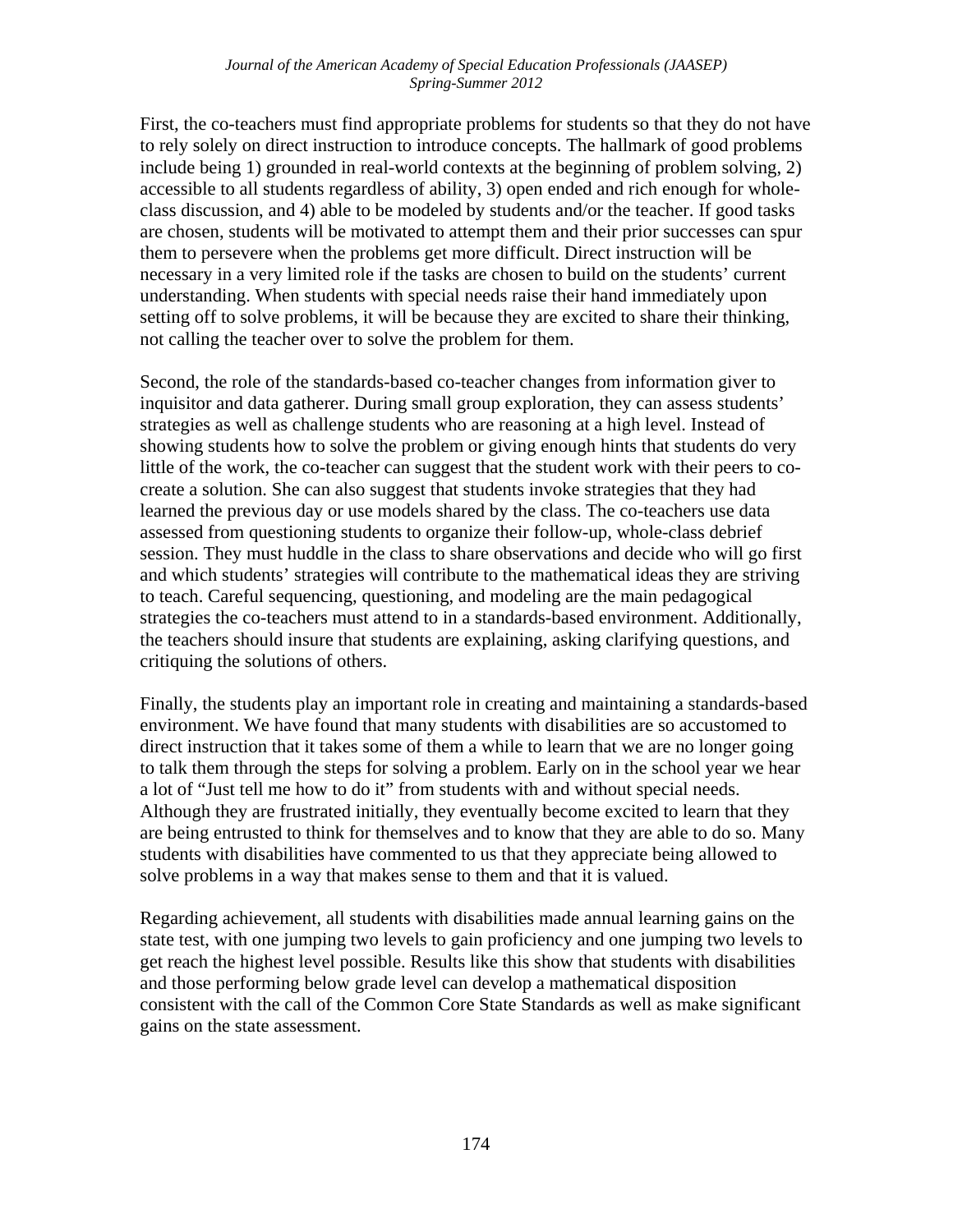First, the co-teachers must find appropriate problems for students so that they do not have to rely solely on direct instruction to introduce concepts. The hallmark of good problems include being 1) grounded in real-world contexts at the beginning of problem solving, 2) accessible to all students regardless of ability, 3) open ended and rich enough for whole-class discussion, and 4) able to be modeled by students and/or the teacher. If good tasks are chosen, students will be motivated to attempt them and their prior successes can spur them to persevere when the problems get more difficult. Direct instruction will be necessary in a very limited role if the tasks are chosen to build on the students' current understanding. When students with special needs raise their hand immediately upon setting off to solve problems, it will be because they are excited to share their thinking, not calling the teacher over to solve the problem for them.

Second, the role of the standards-based co-teacher changes from information giver to inquisitor and data gatherer. During small group exploration, they can assess students' strategies as well as challenge students who are reasoning at a high level. Instead of showing students how to solve the problem or giving enough hints that students do very little of the work, the co-teacher can suggest that the student work with their peers to co-create a solution. She can also suggest that students invoke strategies that they had learned the previous day or use models shared by the class. The co-teachers use data assessed from questioning students to organize their follow-up, whole-class debrief session. They must huddle in the class to share observations and decide who will go first and which students' strategies will contribute to the mathematical ideas they are striving to teach. Careful sequencing, questioning, and modeling are the main pedagogical strategies the co-teachers must attend to in a standards-based environment. Additionally, the teachers should insure that students are explaining, asking clarifying questions, and critiquing the solutions of others.

Finally, the students play an important role in creating and maintaining a standards-based environment. We have found that many students with disabilities are so accustomed to direct instruction that it takes some of them a while to learn that we are no longer going to talk them through the steps for solving a problem. Early on in the school year we hear a lot of "Just tell me how to do it" from students with and without special needs. Although they are frustrated initially, they eventually become excited to learn that they are being entrusted to think for themselves and to know that they are able to do so. Many students with disabilities have commented to us that they appreciate being allowed to solve problems in a way that makes sense to them and that it is valued.

Regarding achievement, all students with disabilities made annual learning gains on the state test, with one jumping two levels to gain proficiency and one jumping two levels to get reach the highest level possible. Results like this show that students with disabilities and those performing below grade level can develop a mathematical disposition consistent with the call of the Common Core State Standards as well as make significant gains on the state assessment.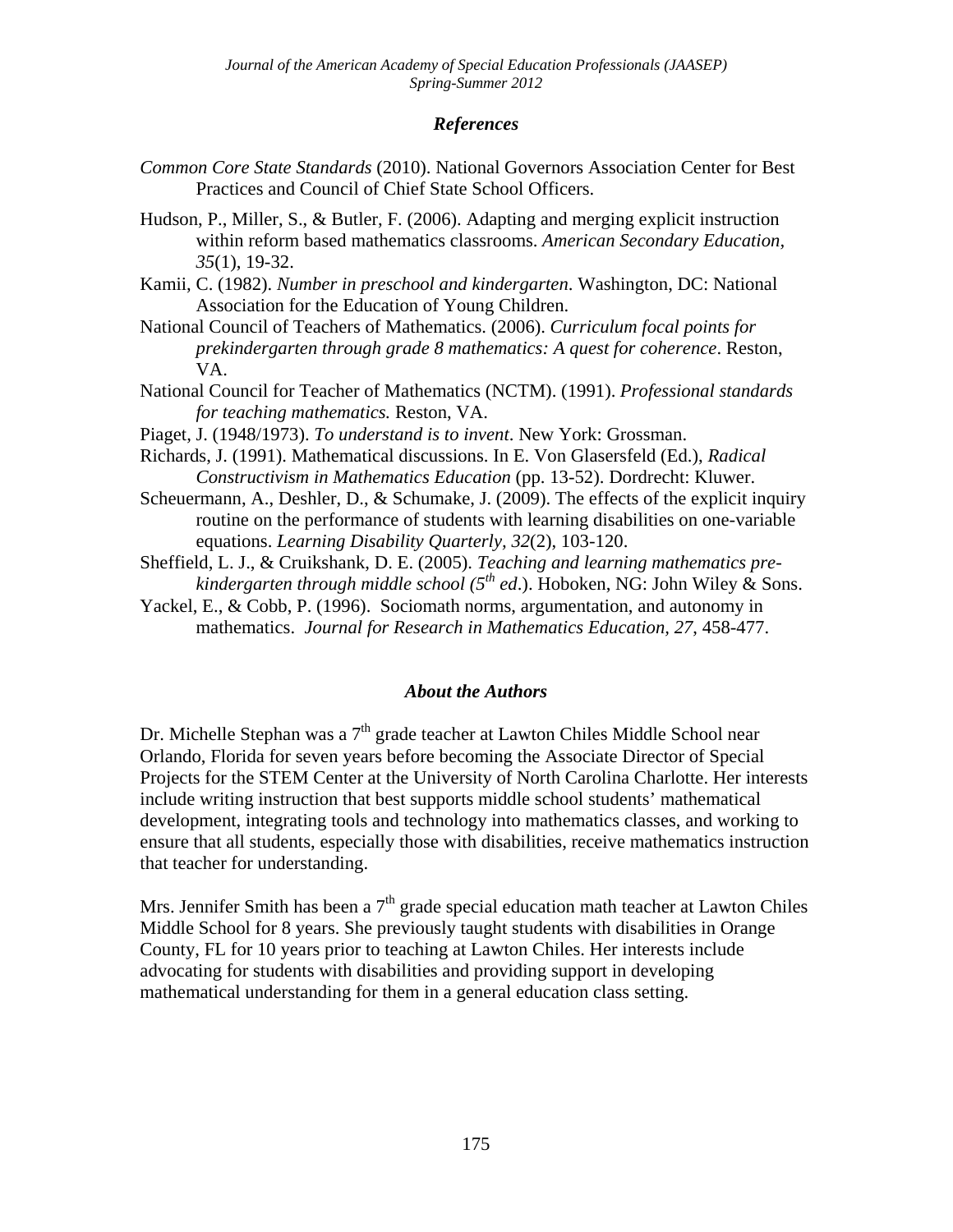## *References*

*Common Core State Standards* (2010). National Governors Association Center for Best Practices and Council of Chief State School Officers.

Hudson, P., Miller, S., & Butler, F. (2006). Adapting and merging explicit instruction within reform based mathematics classrooms. *American Secondary Education, 35*(1), 19-32.

Kamii, C. (1982). *Number in preschool and kindergarten*. Washington, DC: National Association for the Education of Young Children.

National Council of Teachers of Mathematics. (2006). *Curriculum focal points for prekindergarten through grade 8 mathematics: A quest for coherence*. Reston, VA.

National Council for Teacher of Mathematics (NCTM). (1991). *Professional standards for teaching mathematics.* Reston, VA.

Piaget, J. (1948/1973). *To understand is to invent*. New York: Grossman.

Richards, J. (1991). Mathematical discussions. In E. Von Glasersfeld (Ed.), *Radical Constructivism in Mathematics Education* (pp. 13-52). Dordrecht: Kluwer.

Scheuermann, A., Deshler, D., & Schumake, J. (2009). The effects of the explicit inquiry routine on the performance of students with learning disabilities on one-variable equations. *Learning Disability Quarterly, 32*(2), 103-120.

Sheffield, L. J., & Cruikshank, D. E. (2005). *Teaching and learning mathematics pre-kindergarten through middle school (5th ed*.). Hoboken, NG: John Wiley & Sons.

Yackel, E., & Cobb, P. (1996). Sociomath norms, argumentation, and autonomy in mathematics. *Journal for Research in Mathematics Education, 27*, 458-477.

## *About the Authors*

Dr. Michelle Stephan was a 7th grade teacher at Lawton Chiles Middle School near Orlando, Florida for seven years before becoming the Associate Director of Special Projects for the STEM Center at the University of North Carolina Charlotte. Her interests include writing instruction that best supports middle school students' mathematical development, integrating tools and technology into mathematics classes, and working to ensure that all students, especially those with disabilities, receive mathematics instruction that teacher for understanding.

Mrs. Jennifer Smith has been a 7th grade special education math teacher at Lawton Chiles Middle School for 8 years. She previously taught students with disabilities in Orange County, FL for 10 years prior to teaching at Lawton Chiles. Her interests include advocating for students with disabilities and providing support in developing mathematical understanding for them in a general education class setting.